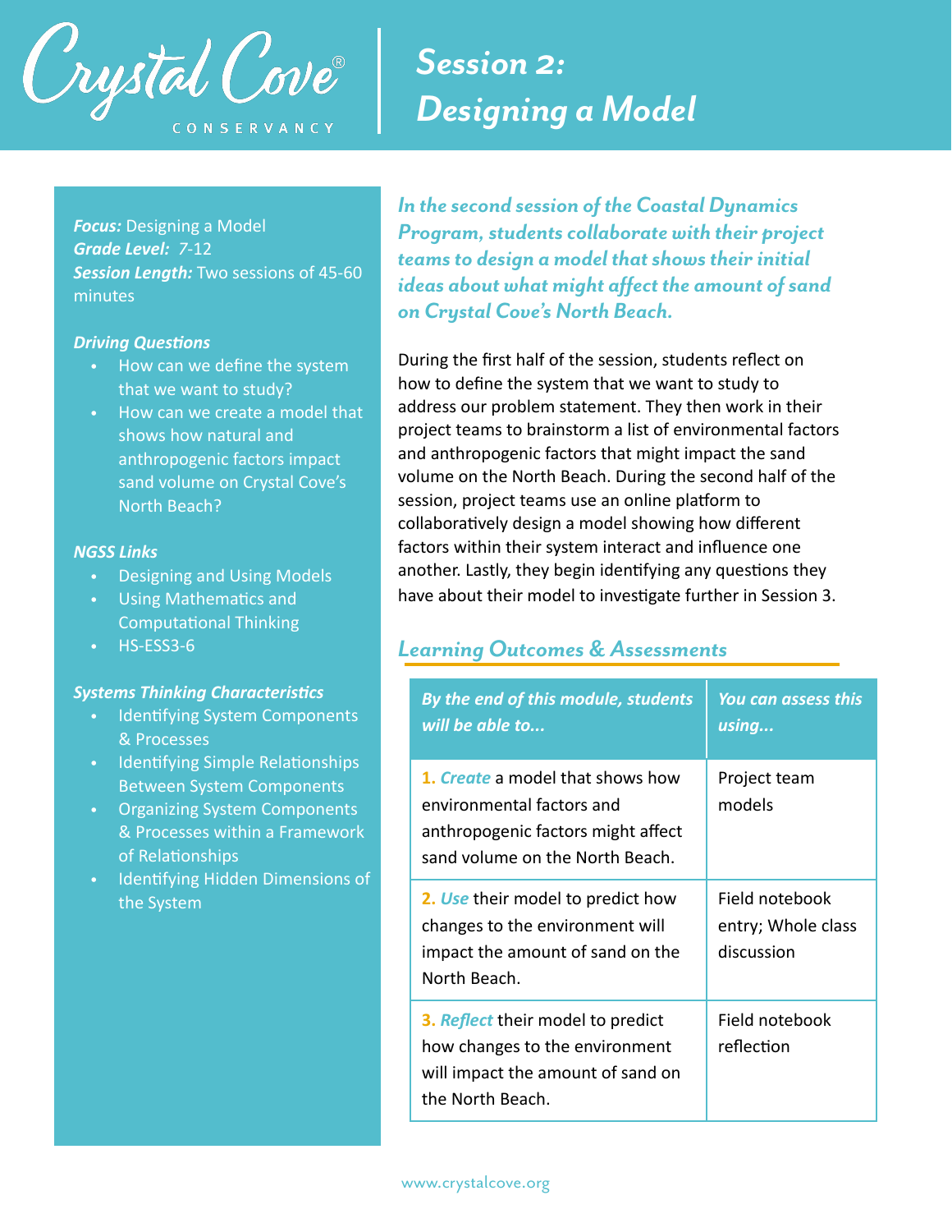Crystal Cove® CONSERVANCY

# Session 2: Designing a Model

***Focus:*** Designing a Model
***Grade Level:*** 7-12
***Session Length:*** Two sessions of 45-60 minutes

***Driving Questions***

- How can we define the system that we want to study?
- How can we create a model that shows how natural and anthropogenic factors impact sand volume on Crystal Cove's North Beach?

***NGSS Links***

- Designing and Using Models
- Using Mathematics and Computational Thinking
- HS-ESS3-6

***Systems Thinking Characteristics***

- Identifying System Components & Processes
- Identifying Simple Relationships Between System Components
- Organizing System Components & Processes within a Framework of Relationships
- Identifying Hidden Dimensions of the System

***In the second session of the Coastal Dynamics Program, students collaborate with their project teams to design a model that shows their initial ideas about what might affect the amount of sand on Crystal Cove's North Beach.***

During the first half of the session, students reflect on how to define the system that we want to study to address our problem statement. They then work in their project teams to brainstorm a list of environmental factors and anthropogenic factors that might impact the sand volume on the North Beach. During the second half of the session, project teams use an online platform to collaboratively design a model showing how different factors within their system interact and influence one another. Lastly, they begin identifying any questions they have about their model to investigate further in Session 3.

## *Learning Outcomes & Assessments*

| *By the end of this module, students will be able to...* | *You can assess this using...* |
| --- | --- |
| **1.** ***Create*** a model that shows how environmental factors and anthropogenic factors might affect sand volume on the North Beach. | Project team models |
| **2.** ***Use*** their model to predict how changes to the environment will impact the amount of sand on the North Beach. | Field notebook entry; Whole class discussion |
| **3.** ***Reflect*** their model to predict how changes to the environment will impact the amount of sand on the North Beach. | Field notebook reflection |

www.crystalcove.org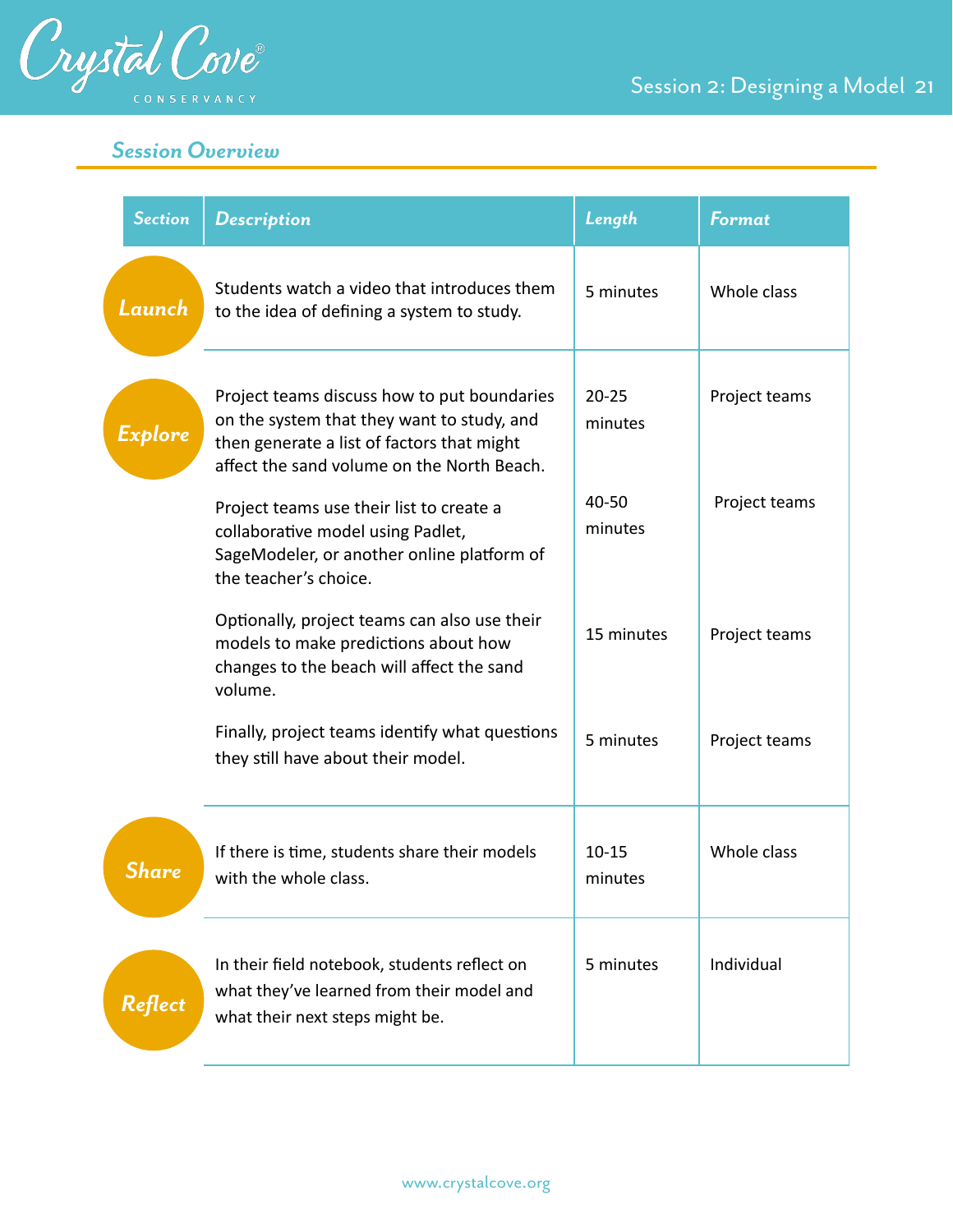## Session Overview

| Section | Description | Length | Format |
|---|---|---|---|
| Launch | Students watch a video that introduces them to the idea of defining a system to study. | 5 minutes | Whole class |
| Explore | Project teams discuss how to put boundaries on the system that they want to study, and then generate a list of factors that might affect the sand volume on the North Beach. | 20-25 minutes | Project teams |
| | Project teams use their list to create a collaborative model using Padlet, SageModeler, or another online platform of the teacher's choice. | 40-50 minutes | Project teams |
| | Optionally, project teams can also use their models to make predictions about how changes to the beach will affect the sand volume. | 15 minutes | Project teams |
| | Finally, project teams identify what questions they still have about their model. | 5 minutes | Project teams |
| Share | If there is time, students share their models with the whole class. | 10-15 minutes | Whole class |
| Reflect | In their field notebook, students reflect on what they've learned from their model and what their next steps might be. | 5 minutes | Individual |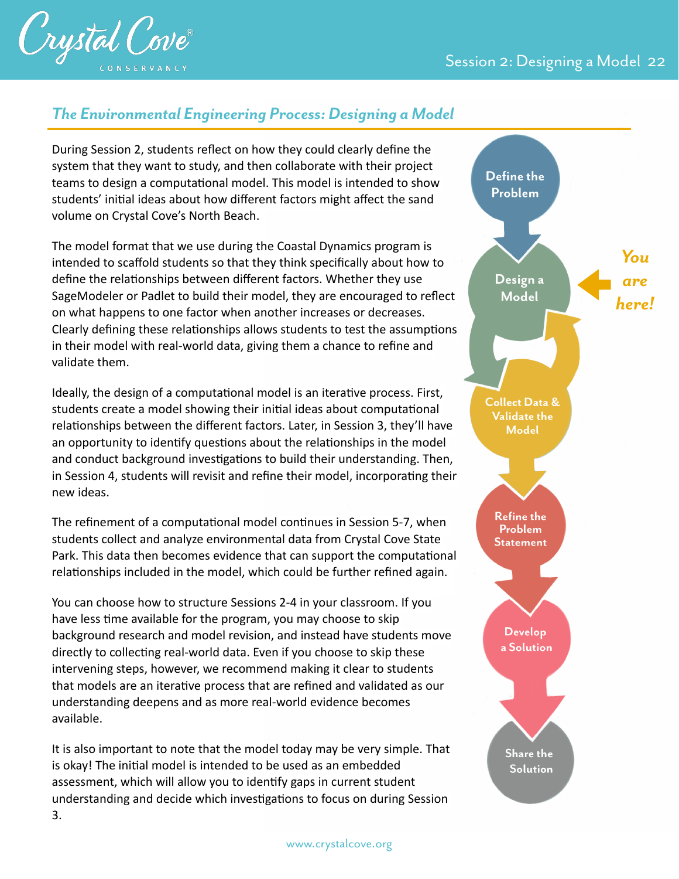## *The Environmental Engineering Process: Designing a Model*

During Session 2, students reflect on how they could clearly define the system that they want to study, and then collaborate with their project teams to design a computational model. This model is intended to show students' initial ideas about how different factors might affect the sand volume on Crystal Cove's North Beach.

The model format that we use during the Coastal Dynamics program is intended to scaffold students so that they think specifically about how to define the relationships between different factors. Whether they use SageModeler or Padlet to build their model, they are encouraged to reflect on what happens to one factor when another increases or decreases. Clearly defining these relationships allows students to test the assumptions in their model with real-world data, giving them a chance to refine and validate them.

Ideally, the design of a computational model is an iterative process. First, students create a model showing their initial ideas about computational relationships between the different factors. Later, in Session 3, they'll have an opportunity to identify questions about the relationships in the model and conduct background investigations to build their understanding. Then, in Session 4, students will revisit and refine their model, incorporating their new ideas.

The refinement of a computational model continues in Session 5-7, when students collect and analyze environmental data from Crystal Cove State Park. This data then becomes evidence that can support the computational relationships included in the model, which could be further refined again.

You can choose how to structure Sessions 2-4 in your classroom. If you have less time available for the program, you may choose to skip background research and model revision, and instead have students move directly to collecting real-world data. Even if you choose to skip these intervening steps, however, we recommend making it clear to students that models are an iterative process that are refined and validated as our understanding deepens and as more real-world evidence becomes available.

It is also important to note that the model today may be very simple. That is okay! The initial model is intended to be used as an embedded assessment, which will allow you to identify gaps in current student understanding and decide which investigations to focus on during Session 3.

Define the Problem → Design a Model (*You are here!*) ⇄ Collect Data & Validate the Model → Refine the Problem Statement → Develop a Solution → Share the Solution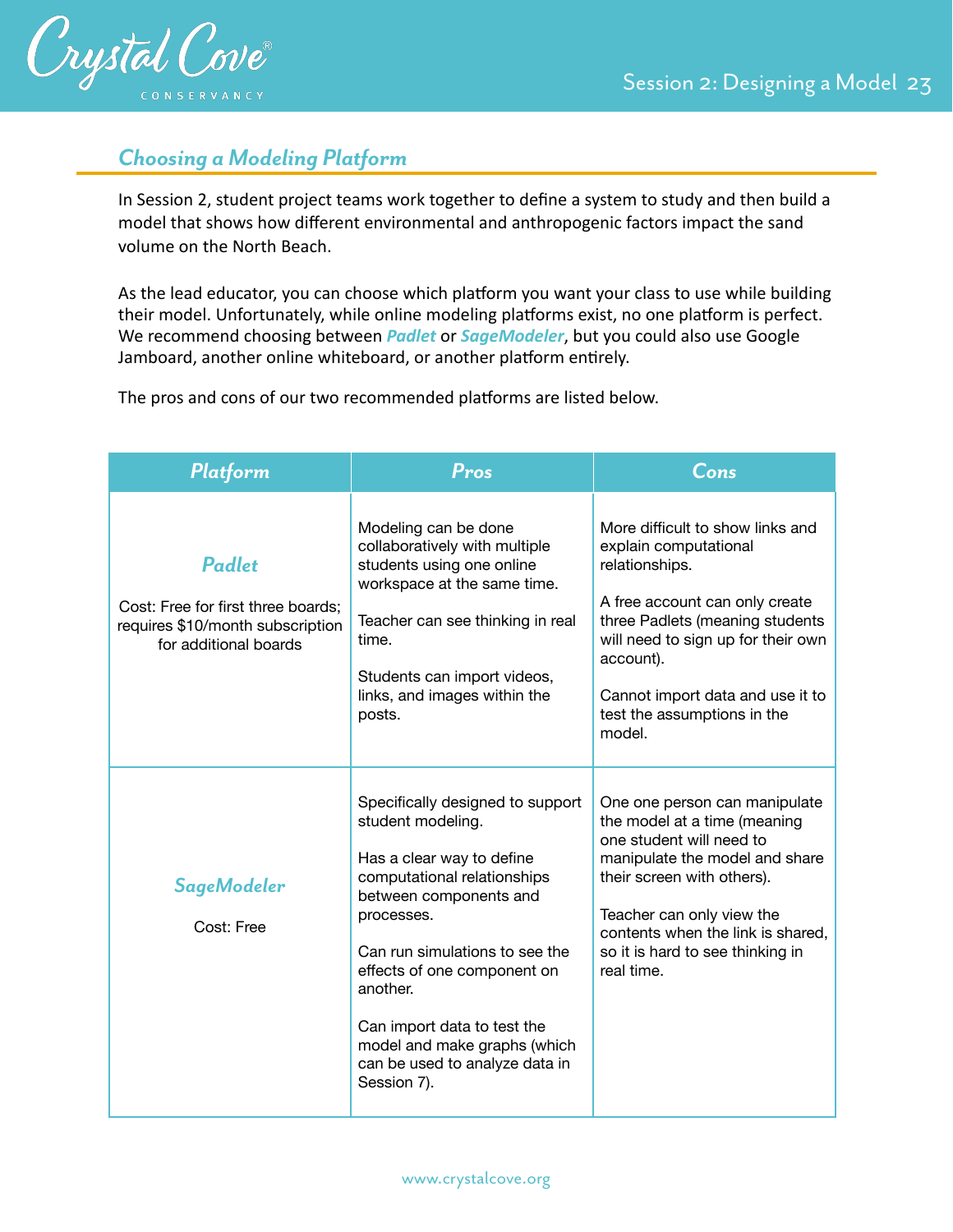## *Choosing a Modeling Platform*

In Session 2, student project teams work together to define a system to study and then build a model that shows how different environmental and anthropogenic factors impact the sand volume on the North Beach.

As the lead educator, you can choose which platform you want your class to use while building their model. Unfortunately, while online modeling platforms exist, no one platform is perfect. We recommend choosing between ***Padlet*** or ***SageModeler***, but you could also use Google Jamboard, another online whiteboard, or another platform entirely.

The pros and cons of our two recommended platforms are listed below.

| Platform | Pros | Cons |
| --- | --- | --- |
| ***Padlet***<br><br>Cost: Free for first three boards; requires $10/month subscription for additional boards | Modeling can be done collaboratively with multiple students using one online workspace at the same time.<br><br>Teacher can see thinking in real time.<br><br>Students can import videos, links, and images within the posts. | More difficult to show links and explain computational relationships.<br><br>A free account can only create three Padlets (meaning students will need to sign up for their own account).<br><br>Cannot import data and use it to test the assumptions in the model. |
| ***SageModeler***<br><br>Cost: Free | Specifically designed to support student modeling.<br><br>Has a clear way to define computational relationships between components and processes.<br><br>Can run simulations to see the effects of one component on another.<br><br>Can import data to test the model and make graphs (which can be used to analyze data in Session 7). | One one person can manipulate the model at a time (meaning one student will need to manipulate the model and share their screen with others).<br><br>Teacher can only view the contents when the link is shared, so it is hard to see thinking in real time. |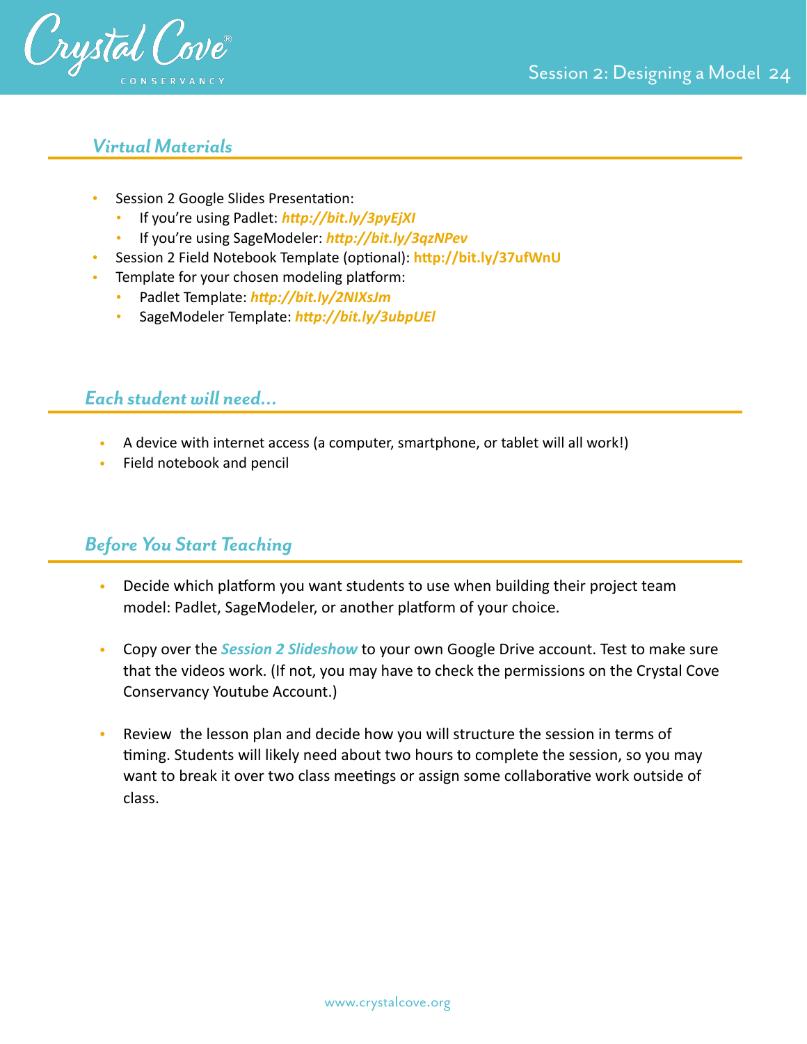## *Virtual Materials*

- Session 2 Google Slides Presentation:
  - If you're using Padlet: ***http://bit.ly/3pyEjXI***
  - If you're using SageModeler: ***http://bit.ly/3qzNPev***
- Session 2 Field Notebook Template (optional): **http://bit.ly/37ufWnU**
- Template for your chosen modeling platform:
  - Padlet Template: ***http://bit.ly/2NIXsJm***
  - SageModeler Template: ***http://bit.ly/3ubpUEl***

## *Each student will need...*

- A device with internet access (a computer, smartphone, or tablet will all work!)
- Field notebook and pencil

## *Before You Start Teaching*

- Decide which platform you want students to use when building their project team model: Padlet, SageModeler, or another platform of your choice.

- Copy over the ***Session 2 Slideshow*** to your own Google Drive account. Test to make sure that the videos work. (If not, you may have to check the permissions on the Crystal Cove Conservancy Youtube Account.)

- Review the lesson plan and decide how you will structure the session in terms of timing. Students will likely need about two hours to complete the session, so you may want to break it over two class meetings or assign some collaborative work outside of class.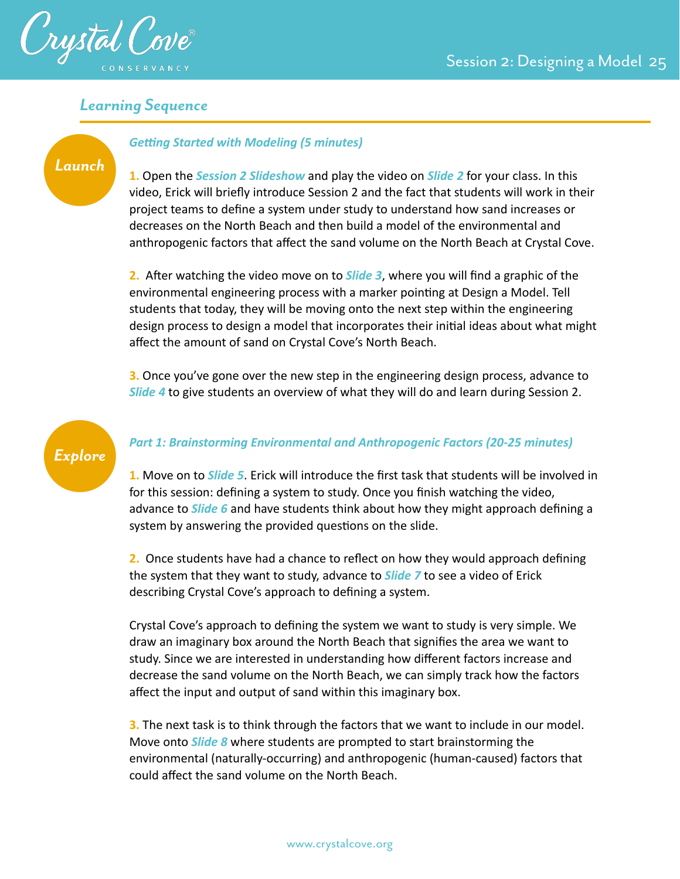## Learning Sequence

**Launch**

### *Getting Started with Modeling (5 minutes)*

**1.** Open the ***Session 2 Slideshow*** and play the video on ***Slide 2*** for your class. In this video, Erick will briefly introduce Session 2 and the fact that students will work in their project teams to define a system under study to understand how sand increases or decreases on the North Beach and then build a model of the environmental and anthropogenic factors that affect the sand volume on the North Beach at Crystal Cove.

**2.** After watching the video move on to ***Slide 3***, where you will find a graphic of the environmental engineering process with a marker pointing at Design a Model. Tell students that today, they will be moving onto the next step within the engineering design process to design a model that incorporates their initial ideas about what might affect the amount of sand on Crystal Cove's North Beach.

**3.** Once you've gone over the new step in the engineering design process, advance to ***Slide 4*** to give students an overview of what they will do and learn during Session 2.

**Explore**

### *Part 1: Brainstorming Environmental and Anthropogenic Factors (20-25 minutes)*

**1.** Move on to ***Slide 5***. Erick will introduce the first task that students will be involved in for this session: defining a system to study. Once you finish watching the video, advance to ***Slide 6*** and have students think about how they might approach defining a system by answering the provided questions on the slide.

**2.** Once students have had a chance to reflect on how they would approach defining the system that they want to study, advance to ***Slide 7*** to see a video of Erick describing Crystal Cove's approach to defining a system.

Crystal Cove's approach to defining the system we want to study is very simple. We draw an imaginary box around the North Beach that signifies the area we want to study. Since we are interested in understanding how different factors increase and decrease the sand volume on the North Beach, we can simply track how the factors affect the input and output of sand within this imaginary box.

**3.** The next task is to think through the factors that we want to include in our model. Move onto ***Slide 8*** where students are prompted to start brainstorming the environmental (naturally-occurring) and anthropogenic (human-caused) factors that could affect the sand volume on the North Beach.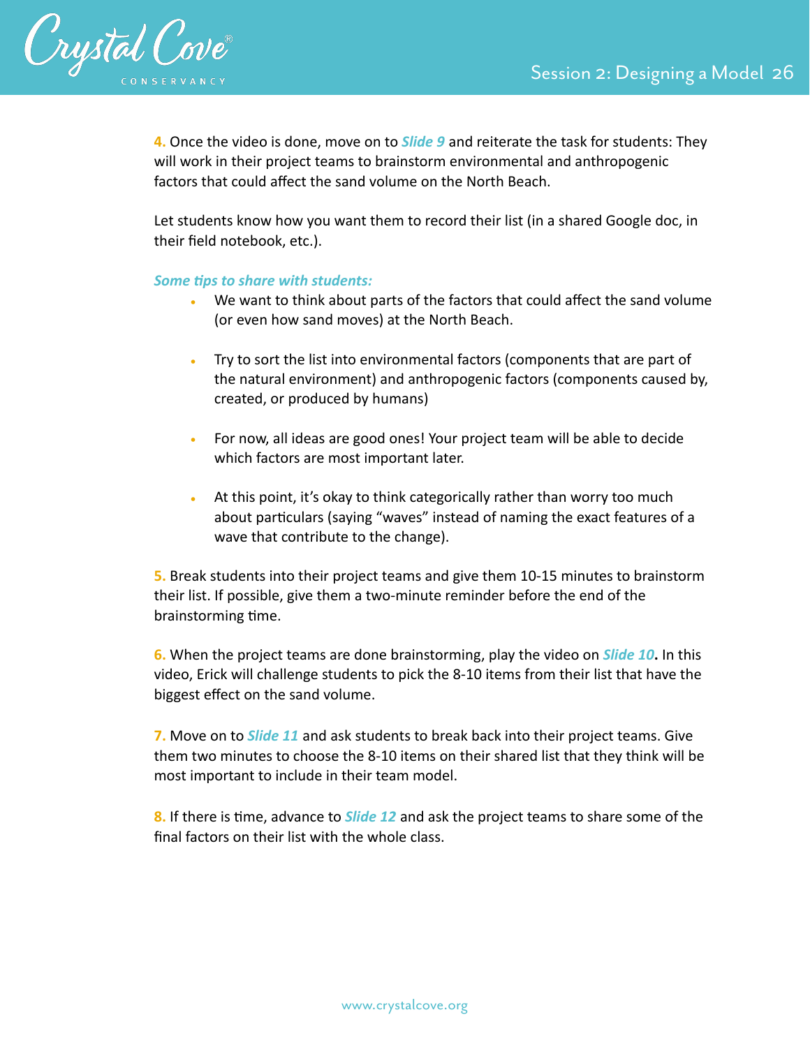**4.** Once the video is done, move on to ***Slide 9*** and reiterate the task for students: They will work in their project teams to brainstorm environmental and anthropogenic factors that could affect the sand volume on the North Beach.

Let students know how you want them to record their list (in a shared Google doc, in their field notebook, etc.).

***Some tips to share with students:***

- We want to think about parts of the factors that could affect the sand volume (or even how sand moves) at the North Beach.
- Try to sort the list into environmental factors (components that are part of the natural environment) and anthropogenic factors (components caused by, created, or produced by humans)
- For now, all ideas are good ones! Your project team will be able to decide which factors are most important later.
- At this point, it's okay to think categorically rather than worry too much about particulars (saying "waves" instead of naming the exact features of a wave that contribute to the change).

**5.** Break students into their project teams and give them 10-15 minutes to brainstorm their list. If possible, give them a two-minute reminder before the end of the brainstorming time.

**6.** When the project teams are done brainstorming, play the video on ***Slide 10*.** In this video, Erick will challenge students to pick the 8-10 items from their list that have the biggest effect on the sand volume.

**7.** Move on to ***Slide 11*** and ask students to break back into their project teams. Give them two minutes to choose the 8-10 items on their shared list that they think will be most important to include in their team model.

**8.** If there is time, advance to ***Slide 12*** and ask the project teams to share some of the final factors on their list with the whole class.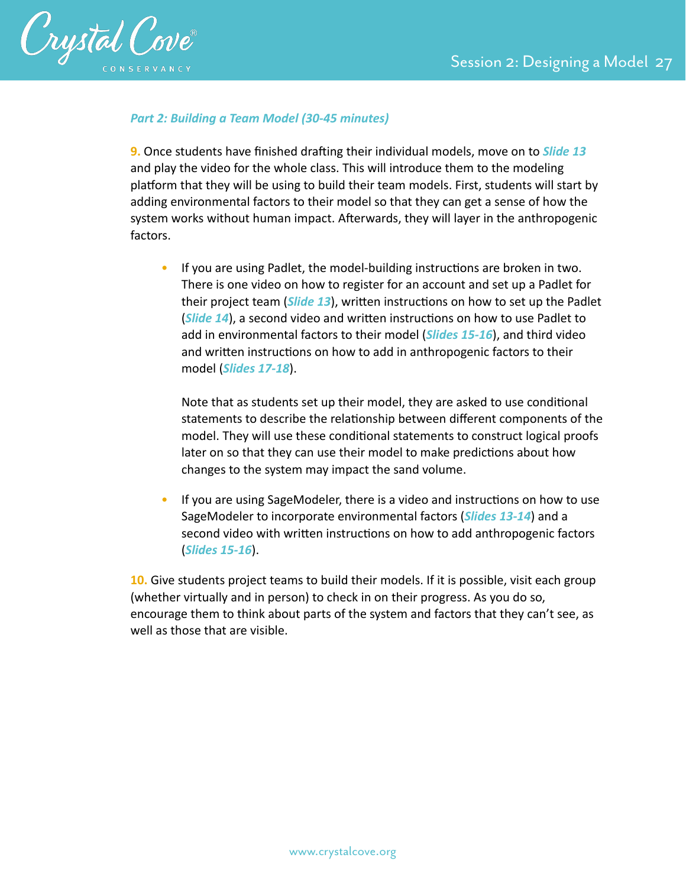### *Part 2: Building a Team Model (30-45 minutes)*

**9.** Once students have finished drafting their individual models, move on to ***Slide 13*** and play the video for the whole class. This will introduce them to the modeling platform that they will be using to build their team models. First, students will start by adding environmental factors to their model so that they can get a sense of how the system works without human impact. Afterwards, they will layer in the anthropogenic factors.

- If you are using Padlet, the model-building instructions are broken in two. There is one video on how to register for an account and set up a Padlet for their project team (***Slide 13***), written instructions on how to set up the Padlet (***Slide 14***), a second video and written instructions on how to use Padlet to add in environmental factors to their model (***Slides 15-16***), and third video and written instructions on how to add in anthropogenic factors to their model (***Slides 17-18***).

  Note that as students set up their model, they are asked to use conditional statements to describe the relationship between different components of the model. They will use these conditional statements to construct logical proofs later on so that they can use their model to make predictions about how changes to the system may impact the sand volume.

- If you are using SageModeler, there is a video and instructions on how to use SageModeler to incorporate environmental factors (***Slides 13-14***) and a second video with written instructions on how to add anthropogenic factors (***Slides 15-16***).

**10.** Give students project teams to build their models. If it is possible, visit each group (whether virtually and in person) to check in on their progress. As you do so, encourage them to think about parts of the system and factors that they can't see, as well as those that are visible.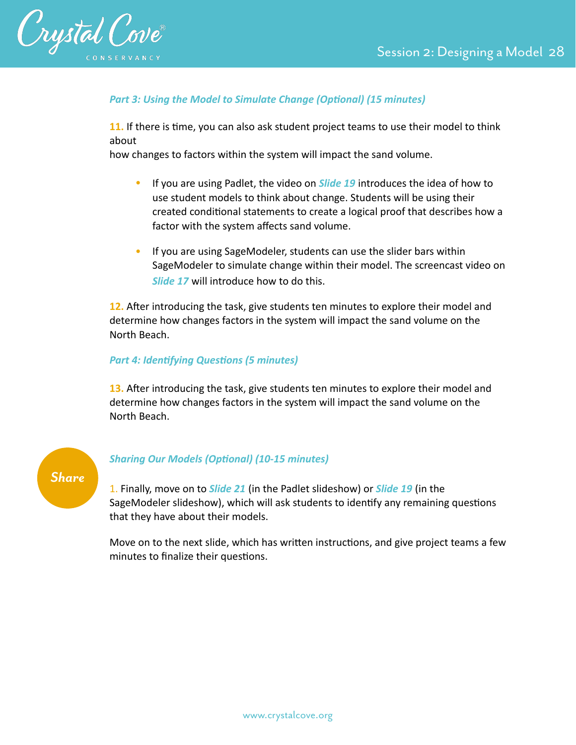*Part 3: Using the Model to Simulate Change (Optional) (15 minutes)*

**11.** If there is time, you can also ask student project teams to use their model to think about
how changes to factors within the system will impact the sand volume.

- If you are using Padlet, the video on ***Slide 19*** introduces the idea of how to use student models to think about change. Students will be using their created conditional statements to create a logical proof that describes how a factor with the system affects sand volume.
- If you are using SageModeler, students can use the slider bars within SageModeler to simulate change within their model. The screencast video on ***Slide 17*** will introduce how to do this.

**12.** After introducing the task, give students ten minutes to explore their model and determine how changes factors in the system will impact the sand volume on the North Beach.

*Part 4: Identifying Questions (5 minutes)*

**13.** After introducing the task, give students ten minutes to explore their model and determine how changes factors in the system will impact the sand volume on the North Beach.

**Share**

*Sharing Our Models (Optional) (10-15 minutes)*

1. Finally, move on to ***Slide 21*** (in the Padlet slideshow) or ***Slide 19*** (in the SageModeler slideshow), which will ask students to identify any remaining questions that they have about their models.

Move on to the next slide, which has written instructions, and give project teams a few minutes to finalize their questions.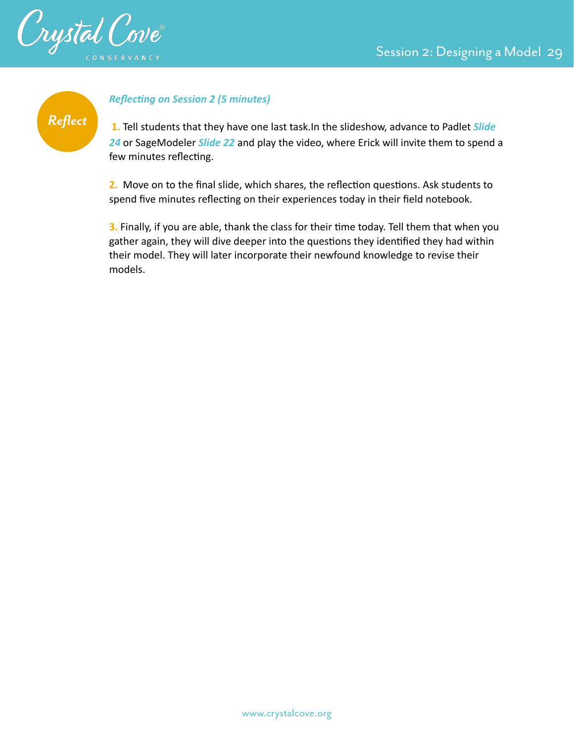**Reflect**

***Reflecting on Session 2 (5 minutes)***

**1.** Tell students that they have one last task.In the slideshow, advance to Padlet ***Slide 24*** or SageModeler ***Slide 22*** and play the video, where Erick will invite them to spend a few minutes reflecting.

**2.** Move on to the final slide, which shares, the reflection questions. Ask students to spend five minutes reflecting on their experiences today in their field notebook.

**3.** Finally, if you are able, thank the class for their time today. Tell them that when you gather again, they will dive deeper into the questions they identified they had within their model. They will later incorporate their newfound knowledge to revise their models.